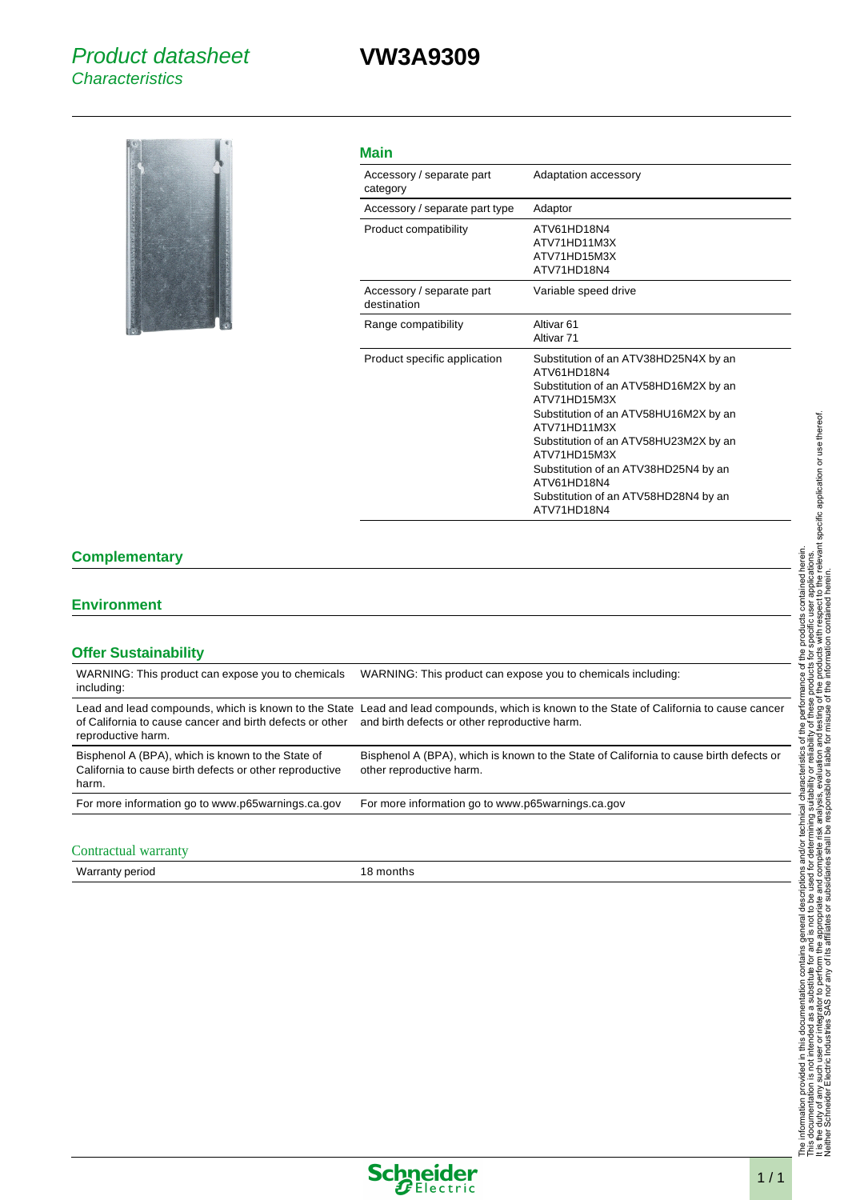# Product datasheet
*Characteristics*

# VW3A9309

## Main

| | |
|---|---|
| Accessory / separate part category | Adaptation accessory |
| Accessory / separate part type | Adaptor |
| Product compatibility | ATV61HD18N4<br>ATV71HD11M3X<br>ATV71HD15M3X<br>ATV71HD18N4 |
| Accessory / separate part destination | Variable speed drive |
| Range compatibility | Altivar 61<br>Altivar 71 |
| Product specific application | Substitution of an ATV38HD25N4X by an ATV61HD18N4<br>Substitution of an ATV58HD16M2X by an ATV71HD15M3X<br>Substitution of an ATV58HU16M2X by an ATV71HD11M3X<br>Substitution of an ATV58HU23M2X by an ATV71HD15M3X<br>Substitution of an ATV38HD25N4 by an ATV61HD18N4<br>Substitution of an ATV58HD28N4 by an ATV71HD18N4 |

## Complementary

## Environment

## Offer Sustainability

| | |
|---|---|
| WARNING: This product can expose you to chemicals including: | WARNING: This product can expose you to chemicals including: |
| Lead and lead compounds, which is known to the State of California to cause cancer and birth defects or other reproductive harm. | Lead and lead compounds, which is known to the State of California to cause cancer and birth defects or other reproductive harm. |
| Bisphenol A (BPA), which is known to the State of California to cause birth defects or other reproductive harm. | Bisphenol A (BPA), which is known to the State of California to cause birth defects or other reproductive harm. |
| For more information go to www.p65warnings.ca.gov | For more information go to www.p65warnings.ca.gov |

### Contractual warranty

| | |
|---|---|
| Warranty period | 18 months |

The information provided in this documentation contains general descriptions and/or technical characteristics of the performance of the products contained herein. This documentation is not intended as a substitute for and is not to be used for determining suitability or reliability of these products for specific user applications. It is the duty of any such user or integrator to perform the appropriate and complete risk analysis, evaluation and testing of the products with respect to the relevant specific application or use thereof. Neither Schneider Electric Industries SAS nor any of its affiliates or subsidiaries shall be responsible or liable for misuse of the information contained herein.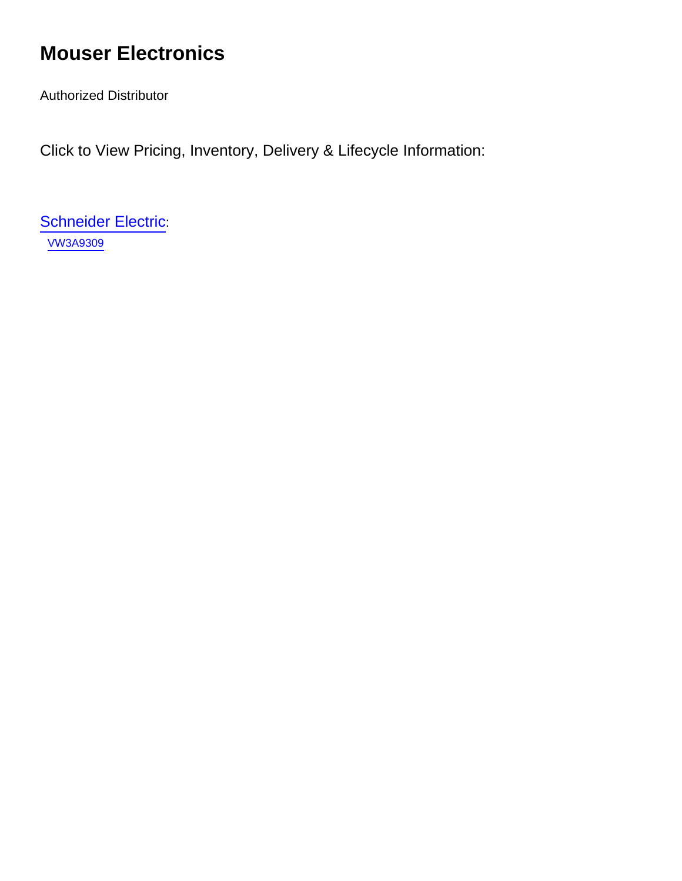# Mouser Electronics

Authorized Distributor

Click to View Pricing, Inventory, Delivery & Lifecycle Information:

Schneider Electric:

VW3A9309